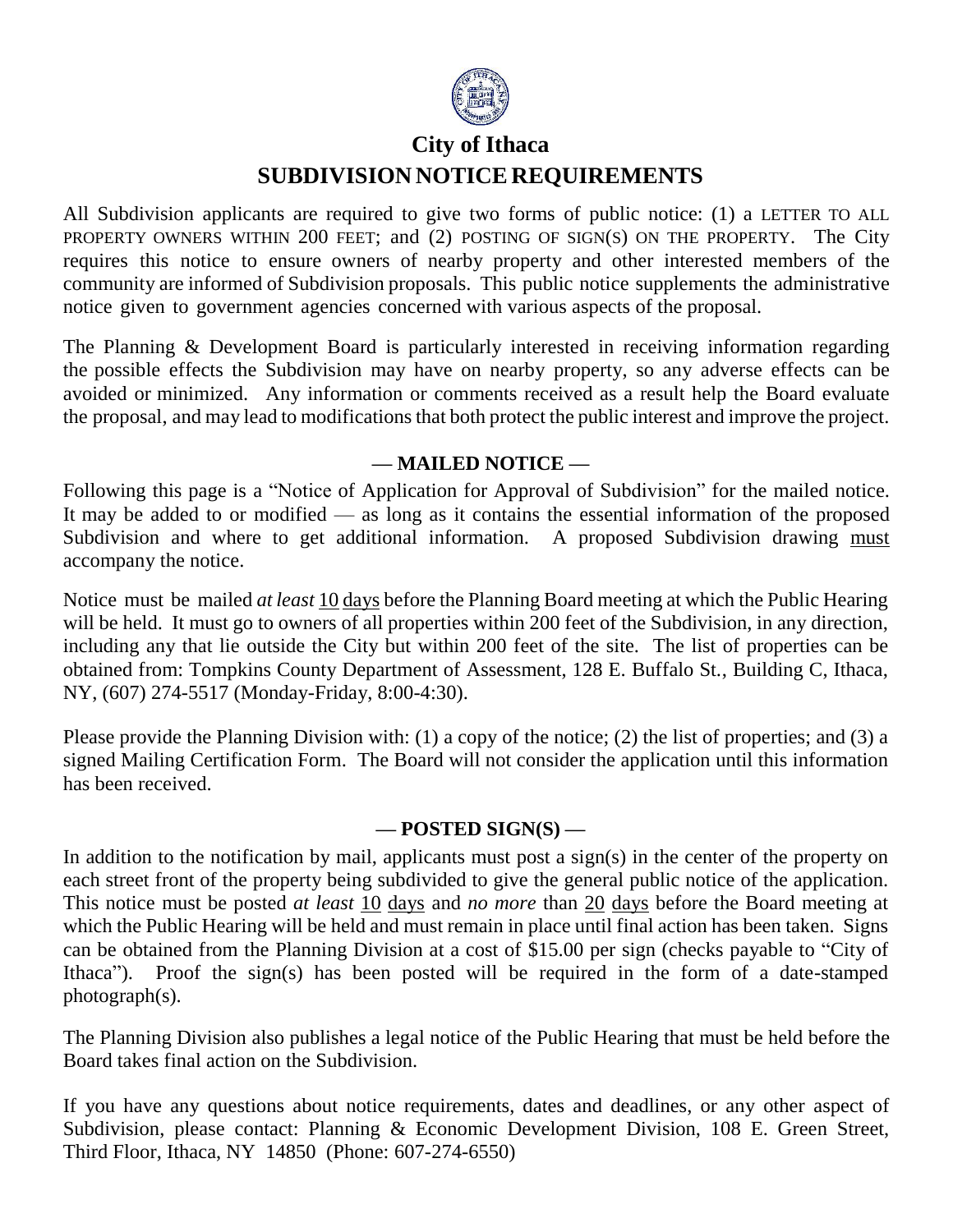# City of Ithaca

## SUBDIVISION NOTICE REQUIREMENTS

All Subdivision applicants are required to give two forms of public notice: (1) a LETTER TO ALL PROPERTY OWNERS WITHIN 200 FEET; and (2) POSTING OF SIGN(S) ON THE PROPERTY. The City requires this notice to ensure owners of nearby property and other interested members of the community are informed of Subdivision proposals. This public notice supplements the administrative notice given to government agencies concerned with various aspects of the proposal.

The Planning & Development Board is particularly interested in receiving information regarding the possible effects the Subdivision may have on nearby property, so any adverse effects can be avoided or minimized. Any information or comments received as a result help the Board evaluate the proposal, and may lead to modifications that both protect the public interest and improve the project.

### — MAILED NOTICE —

Following this page is a "Notice of Application for Approval of Subdivision" for the mailed notice. It may be added to or modified — as long as it contains the essential information of the proposed Subdivision and where to get additional information. A proposed Subdivision drawing <u>must</u> accompany the notice.

Notice must be mailed *at least* <u>10 days</u> before the Planning Board meeting at which the Public Hearing will be held. It must go to owners of all properties within 200 feet of the Subdivision, in any direction, including any that lie outside the City but within 200 feet of the site. The list of properties can be obtained from: Tompkins County Department of Assessment, 128 E. Buffalo St., Building C, Ithaca, NY, (607) 274-5517 (Monday-Friday, 8:00-4:30).

Please provide the Planning Division with: (1) a copy of the notice; (2) the list of properties; and (3) a signed Mailing Certification Form. The Board will not consider the application until this information has been received.

### — POSTED SIGN(S) —

In addition to the notification by mail, applicants must post a sign(s) in the center of the property on each street front of the property being subdivided to give the general public notice of the application. This notice must be posted *at least* <u>10 days</u> and *no more* than <u>20 days</u> before the Board meeting at which the Public Hearing will be held and must remain in place until final action has been taken. Signs can be obtained from the Planning Division at a cost of $15.00 per sign (checks payable to "City of Ithaca"). Proof the sign(s) has been posted will be required in the form of a date-stamped photograph(s).

The Planning Division also publishes a legal notice of the Public Hearing that must be held before the Board takes final action on the Subdivision.

If you have any questions about notice requirements, dates and deadlines, or any other aspect of Subdivision, please contact: Planning & Economic Development Division, 108 E. Green Street, Third Floor, Ithaca, NY 14850 (Phone: 607-274-6550)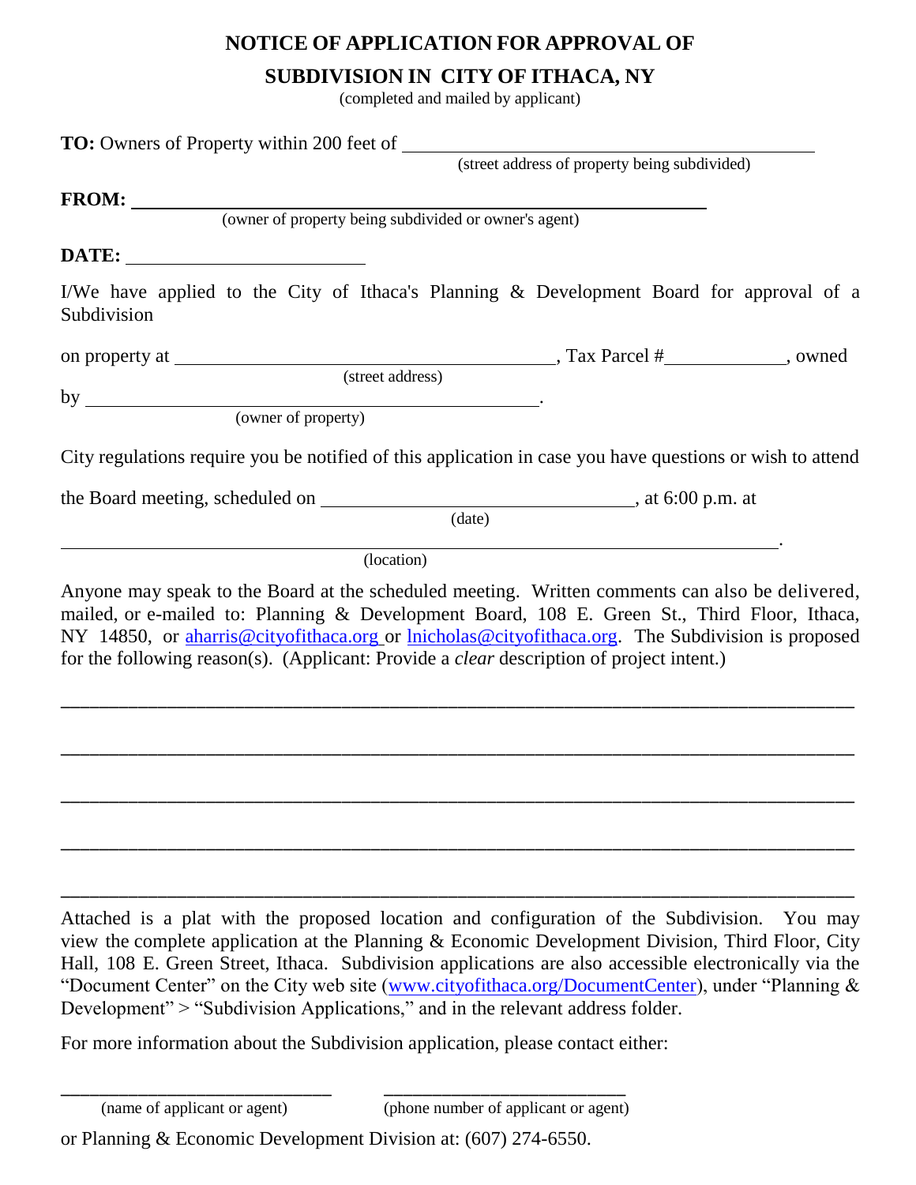# NOTICE OF APPLICATION FOR APPROVAL OF SUBDIVISION IN CITY OF ITHACA, NY

(completed and mailed by applicant)

**TO:** Owners of Property within 200 feet of ______________________________________________
(street address of property being subdivided)

**FROM:** ______________________________________________________________
(owner of property being subdivided or owner's agent)

**DATE:** ________________________

I/We have applied to the City of Ithaca's Planning & Development Board for approval of a Subdivision

on property at ________________________________________, Tax Parcel #____________, owned
(street address)

by ________________________________________________.
(owner of property)

City regulations require you be notified of this application in case you have questions or wish to attend

the Board meeting, scheduled on ________________________________, at 6:00 p.m. at
(date)

_______________________________________________________________________________.
(location)

Anyone may speak to the Board at the scheduled meeting. Written comments can also be delivered, mailed, or e-mailed to: Planning & Development Board, 108 E. Green St., Third Floor, Ithaca, NY 14850, or aharris@cityofithaca.org or lnicholas@cityofithaca.org. The Subdivision is proposed for the following reason(s). (Applicant: Provide a *clear* description of project intent.)

_______________________________________________________________________________

_______________________________________________________________________________

_______________________________________________________________________________

_______________________________________________________________________________

_______________________________________________________________________________

Attached is a plat with the proposed location and configuration of the Subdivision. You may view the complete application at the Planning & Economic Development Division, Third Floor, City Hall, 108 E. Green Street, Ithaca. Subdivision applications are also accessible electronically via the "Document Center" on the City web site (www.cityofithaca.org/DocumentCenter), under "Planning & Development" > "Subdivision Applications," and in the relevant address folder.

For more information about the Subdivision application, please contact either:

____________________________ ________________________
(name of applicant or agent) (phone number of applicant or agent)

or Planning & Economic Development Division at: (607) 274-6550.